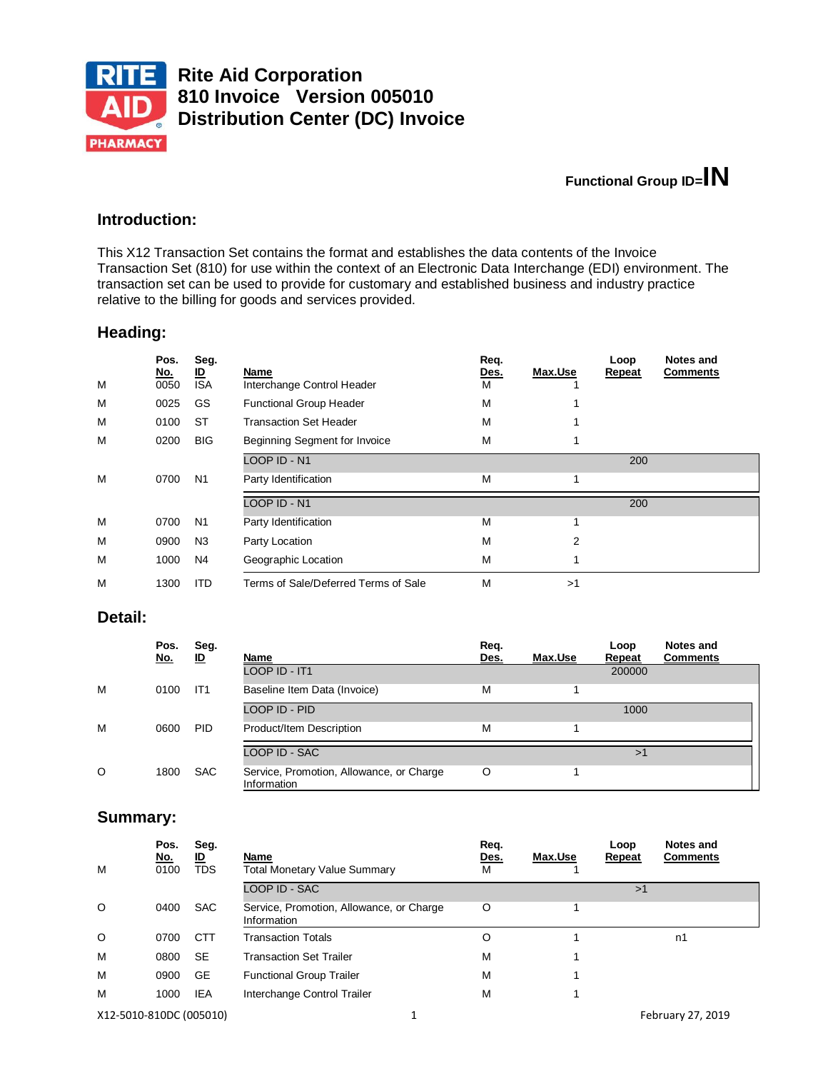# Rite Aid Corporation
# 810 Invoice Version 005010
# Distribution Center (DC) Invoice

**Functional Group ID=IN**

## Introduction:

This X12 Transaction Set contains the format and establishes the data contents of the Invoice Transaction Set (810) for use within the context of an Electronic Data Interchange (EDI) environment. The transaction set can be used to provide for customary and established business and industry practice relative to the billing for goods and services provided.

## Heading:

| | Pos. No. | Seg. ID | Name | Req. Des. | Max.Use | Loop Repeat | Notes and Comments |
|---|---|---|---|---|---|---|---|
| M | 0050 | ISA | Interchange Control Header | M | 1 | | |
| M | 0025 | GS | Functional Group Header | M | 1 | | |
| M | 0100 | ST | Transaction Set Header | M | 1 | | |
| M | 0200 | BIG | Beginning Segment for Invoice | M | 1 | | |
| | | | LOOP ID - N1 | | | 200 | |
| M | 0700 | N1 | Party Identification | M | 1 | | |
| | | | LOOP ID - N1 | | | 200 | |
| M | 0700 | N1 | Party Identification | M | 1 | | |
| M | 0900 | N3 | Party Location | M | 2 | | |
| M | 1000 | N4 | Geographic Location | M | 1 | | |
| M | 1300 | ITD | Terms of Sale/Deferred Terms of Sale | M | >1 | | |

## Detail:

| | Pos. No. | Seg. ID | Name | Req. Des. | Max.Use | Loop Repeat | Notes and Comments |
|---|---|---|---|---|---|---|---|
| | | | LOOP ID - IT1 | | | 200000 | |
| M | 0100 | IT1 | Baseline Item Data (Invoice) | M | 1 | | |
| | | | LOOP ID - PID | | | 1000 | |
| M | 0600 | PID | Product/Item Description | M | 1 | | |
| | | | LOOP ID - SAC | | | >1 | |
| O | 1800 | SAC | Service, Promotion, Allowance, or Charge Information | O | 1 | | |

## Summary:

| | Pos. No. | Seg. ID | Name | Req. Des. | Max.Use | Loop Repeat | Notes and Comments |
|---|---|---|---|---|---|---|---|
| M | 0100 | TDS | Total Monetary Value Summary | M | 1 | | |
| | | | LOOP ID - SAC | | | >1 | |
| O | 0400 | SAC | Service, Promotion, Allowance, or Charge Information | O | 1 | | |
| O | 0700 | CTT | Transaction Totals | O | 1 | | n1 |
| M | 0800 | SE | Transaction Set Trailer | M | 1 | | |
| M | 0900 | GE | Functional Group Trailer | M | 1 | | |
| M | 1000 | IEA | Interchange Control Trailer | M | 1 | | |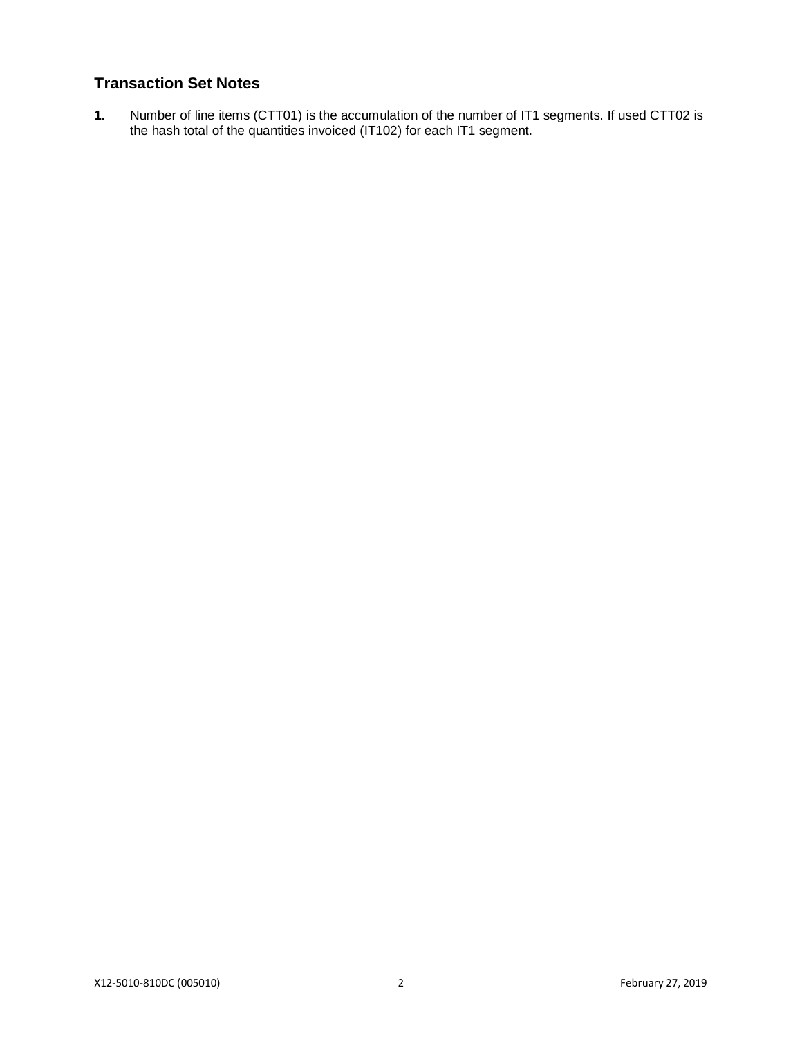## Transaction Set Notes

**1.** Number of line items (CTT01) is the accumulation of the number of IT1 segments. If used CTT02 is the hash total of the quantities invoiced (IT102) for each IT1 segment.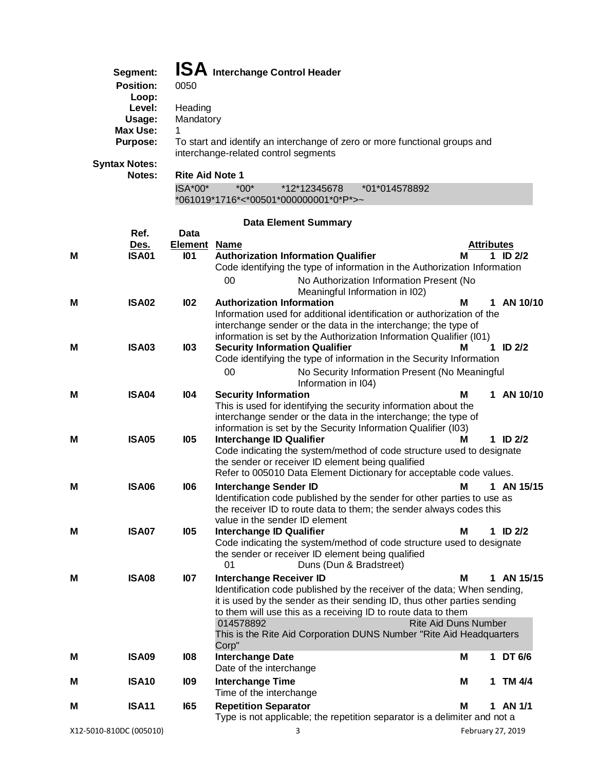**Segment:** **ISA** **Interchange Control Header**
**Position:** 0050
**Loop:**
**Level:** Heading
**Usage:** Mandatory
**Max Use:** 1
**Purpose:** To start and identify an interchange of zero or more functional groups and interchange-related control segments
**Syntax Notes:**
**Notes:** **Rite Aid Note 1**

```
ISA*00*          *00*          *12*12345678       *01*014578892
*061019*1716*<*00501*000000001*0*P*>~
```

### Data Element Summary

| | Ref. Des. | Data Element | Name | | Attributes |
|---|---|---|---|---|---|
| M | ISA01 | I01 | **Authorization Information Qualifier**<br>Code identifying the type of information in the Authorization Information<br>00 — No Authorization Information Present (No Meaningful Information in I02) | M | 1 ID 2/2 |
| M | ISA02 | I02 | **Authorization Information**<br>Information used for additional identification or authorization of the interchange sender or the data in the interchange; the type of information is set by the Authorization Information Qualifier (I01) | M | 1 AN 10/10 |
| M | ISA03 | I03 | **Security Information Qualifier**<br>Code identifying the type of information in the Security Information<br>00 — No Security Information Present (No Meaningful Information in I04) | M | 1 ID 2/2 |
| M | ISA04 | I04 | **Security Information**<br>This is used for identifying the security information about the interchange sender or the data in the interchange; the type of information is set by the Security Information Qualifier (I03) | M | 1 AN 10/10 |
| M | ISA05 | I05 | **Interchange ID Qualifier**<br>Code indicating the system/method of code structure used to designate the sender or receiver ID element being qualified<br>Refer to 005010 Data Element Dictionary for acceptable code values. | M | 1 ID 2/2 |
| M | ISA06 | I06 | **Interchange Sender ID**<br>Identification code published by the sender for other parties to use as the receiver ID to route data to them; the sender always codes this value in the sender ID element | M | 1 AN 15/15 |
| M | ISA07 | I05 | **Interchange ID Qualifier**<br>Code indicating the system/method of code structure used to designate the sender or receiver ID element being qualified<br>01 — Duns (Dun & Bradstreet) | M | 1 ID 2/2 |
| M | ISA08 | I07 | **Interchange Receiver ID**<br>Identification code published by the receiver of the data; When sending, it is used by the sender as their sending ID, thus other parties sending to them will use this as a receiving ID to route data to them<br>014578892 — Rite Aid Duns Number<br>This is the Rite Aid Corporation DUNS Number "Rite Aid Headquarters Corp" | M | 1 AN 15/15 |
| M | ISA09 | I08 | **Interchange Date**<br>Date of the interchange | M | 1 DT 6/6 |
| M | ISA10 | I09 | **Interchange Time**<br>Time of the interchange | M | 1 TM 4/4 |
| M | ISA11 | I65 | **Repetition Separator**<br>Type is not applicable; the repetition separator is a delimiter and not a | M | 1 AN 1/1 |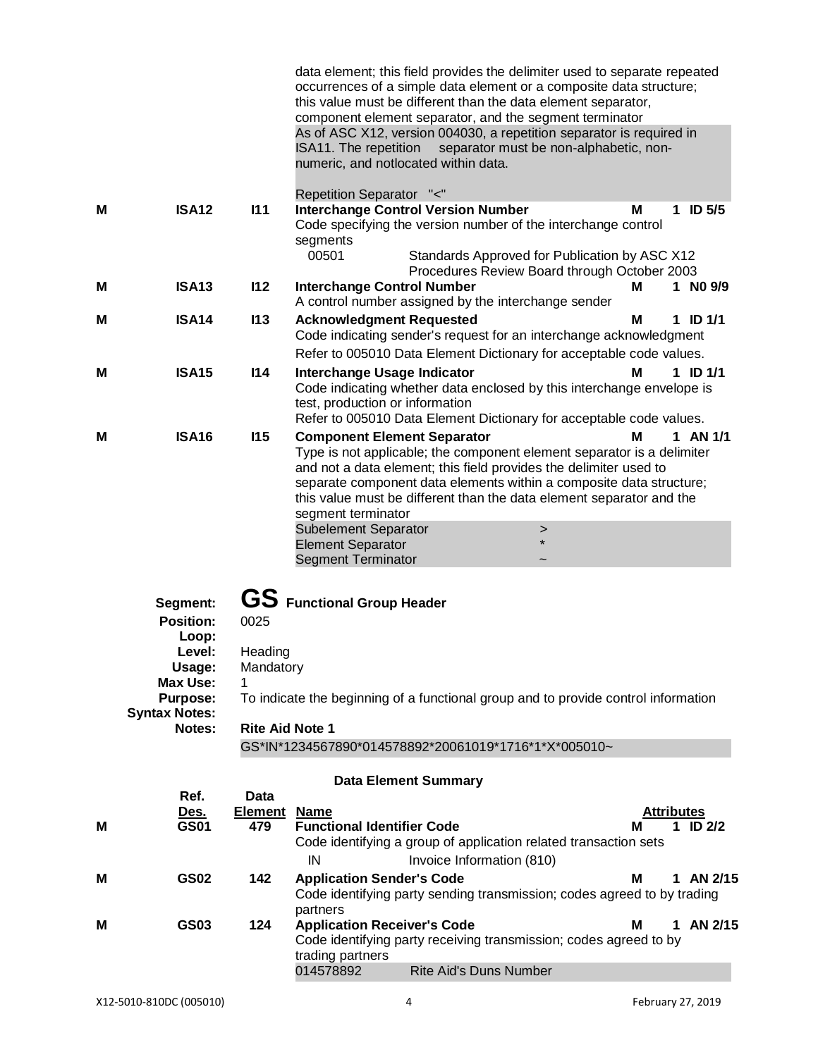data element; this field provides the delimiter used to separate repeated occurrences of a simple data element or a composite data structure; this value must be different than the data element separator, component element separator, and the segment terminator

As of ASC X12, version 004030, a repetition separator is required in ISA11. The repetition separator must be non-alphabetic, non-numeric, and notlocated within data.

Repetition Separator "<"

| | Ref. Des. | Data Element | Name | | Attributes |
|---|---|---|---|---|---|
| M | ISA12 | I11 | **Interchange Control Version Number**<br>Code specifying the version number of the interchange control segments<br>00501 — Standards Approved for Publication by ASC X12 Procedures Review Board through October 2003 | M | 1 ID 5/5 |
| M | ISA13 | I12 | **Interchange Control Number**<br>A control number assigned by the interchange sender | M | 1 N0 9/9 |
| M | ISA14 | I13 | **Acknowledgment Requested**<br>Code indicating sender's request for an interchange acknowledgment<br>Refer to 005010 Data Element Dictionary for acceptable code values. | M | 1 ID 1/1 |
| M | ISA15 | I14 | **Interchange Usage Indicator**<br>Code indicating whether data enclosed by this interchange envelope is test, production or information<br>Refer to 005010 Data Element Dictionary for acceptable code values. | M | 1 ID 1/1 |
| M | ISA16 | I15 | **Component Element Separator**<br>Type is not applicable; the component element separator is a delimiter and not a data element; this field provides the delimiter used to separate component data elements within a composite data structure; this value must be different than the data element separator and the segment terminator | M | 1 AN 1/1 |

| | |
|---|---|
| Subelement Separator | > |
| Element Separator | * |
| Segment Terminator | ~ |

**Segment:** **GS** **Functional Group Header**
**Position:** 0025
**Loop:**
**Level:** Heading
**Usage:** Mandatory
**Max Use:** 1
**Purpose:** To indicate the beginning of a functional group and to provide control information
**Syntax Notes:**
**Notes:** **Rite Aid Note 1**

GS*IN*1234567890*014578892*20061019*1716*1*X*005010~

### Data Element Summary

| | Ref. Des. | Data Element | Name | | Attributes |
|---|---|---|---|---|---|
| M | GS01 | 479 | **Functional Identifier Code**<br>Code identifying a group of application related transaction sets<br>IN — Invoice Information (810) | M | 1 ID 2/2 |
| M | GS02 | 142 | **Application Sender's Code**<br>Code identifying party sending transmission; codes agreed to by trading partners | M | 1 AN 2/15 |
| M | GS03 | 124 | **Application Receiver's Code**<br>Code identifying party receiving transmission; codes agreed to by trading partners<br>014578892 — Rite Aid's Duns Number | M | 1 AN 2/15 |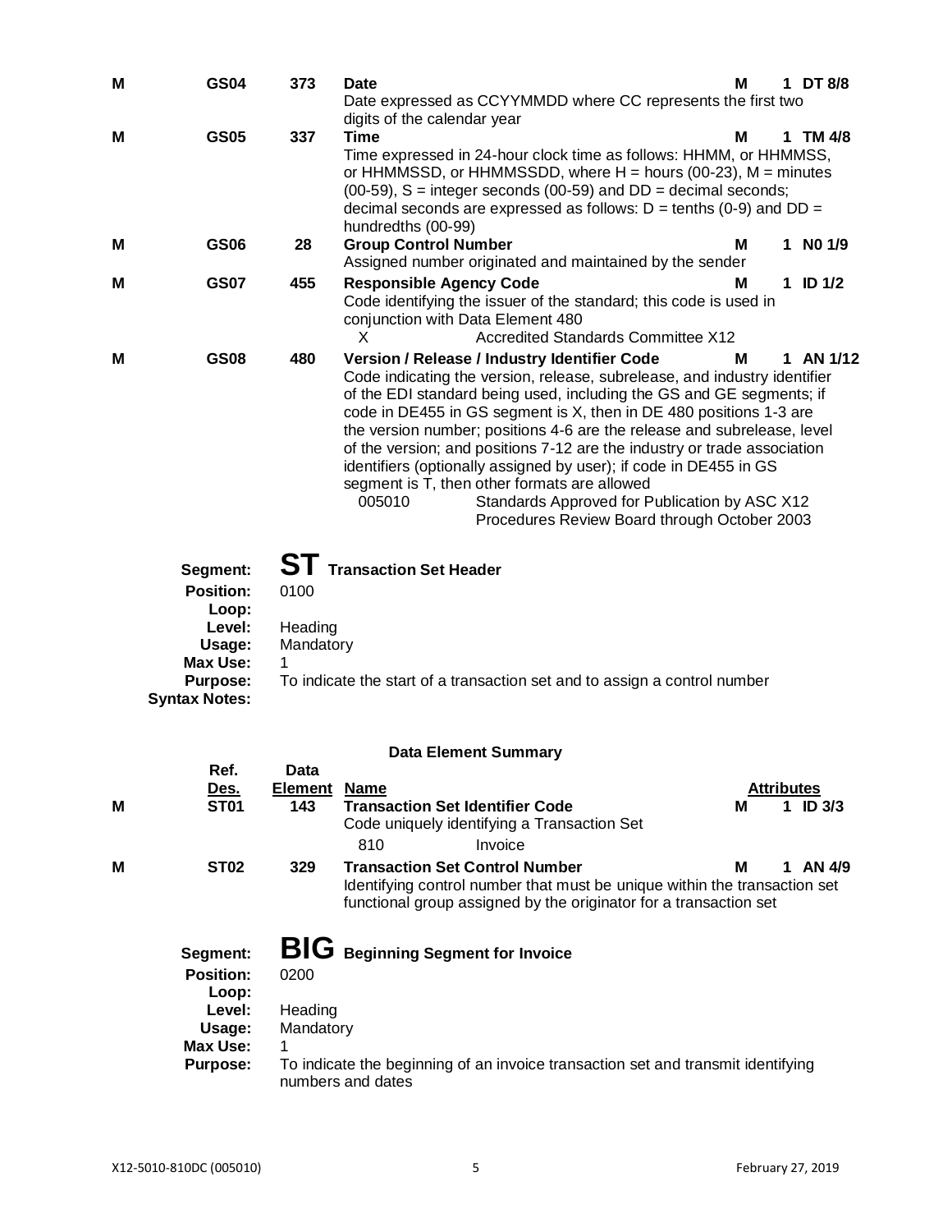| | Ref. Des. | Data Element | Name | | Attributes | |
|---|---|---|---|---|---|---|
| M | GS04 | 373 | **Date**<br>Date expressed as CCYYMMDD where CC represents the first two digits of the calendar year | M | 1 | DT 8/8 |
| M | GS05 | 337 | **Time**<br>Time expressed in 24-hour clock time as follows: HHMM, or HHMMSS, or HHMMSSD, or HHMMSSDD, where H = hours (00-23), M = minutes (00-59), S = integer seconds (00-59) and DD = decimal seconds; decimal seconds are expressed as follows: D = tenths (0-9) and DD = hundredths (00-99) | M | 1 | TM 4/8 |
| M | GS06 | 28 | **Group Control Number**<br>Assigned number originated and maintained by the sender | M | 1 | N0 1/9 |
| M | GS07 | 455 | **Responsible Agency Code**<br>Code identifying the issuer of the standard; this code is used in conjunction with Data Element 480<br>X — Accredited Standards Committee X12 | M | 1 | ID 1/2 |
| M | GS08 | 480 | **Version / Release / Industry Identifier Code**<br>Code indicating the version, release, subrelease, and industry identifier of the EDI standard being used, including the GS and GE segments; if code in DE455 in GS segment is X, then in DE 480 positions 1-3 are the version number; positions 4-6 are the release and subrelease, level of the version; and positions 7-12 are the industry or trade association identifiers (optionally assigned by user); if code in DE455 in GS segment is T, then other formats are allowed<br>005010 — Standards Approved for Publication by ASC X12 Procedures Review Board through October 2003 | M | 1 | AN 1/12 |

## Segment: ST Transaction Set Header

**Position:** 0100
**Loop:**
**Level:** Heading
**Usage:** Mandatory
**Max Use:** 1
**Purpose:** To indicate the start of a transaction set and to assign a control number
**Syntax Notes:**

**Data Element Summary**

| | Ref. Des. | Data Element | Name | | Attributes | |
|---|---|---|---|---|---|---|
| M | ST01 | 143 | **Transaction Set Identifier Code**<br>Code uniquely identifying a Transaction Set<br>810 — Invoice | M | 1 | ID 3/3 |
| M | ST02 | 329 | **Transaction Set Control Number**<br>Identifying control number that must be unique within the transaction set functional group assigned by the originator for a transaction set | M | 1 | AN 4/9 |

## Segment: BIG Beginning Segment for Invoice

**Position:** 0200
**Loop:**
**Level:** Heading
**Usage:** Mandatory
**Max Use:** 1
**Purpose:** To indicate the beginning of an invoice transaction set and transmit identifying numbers and dates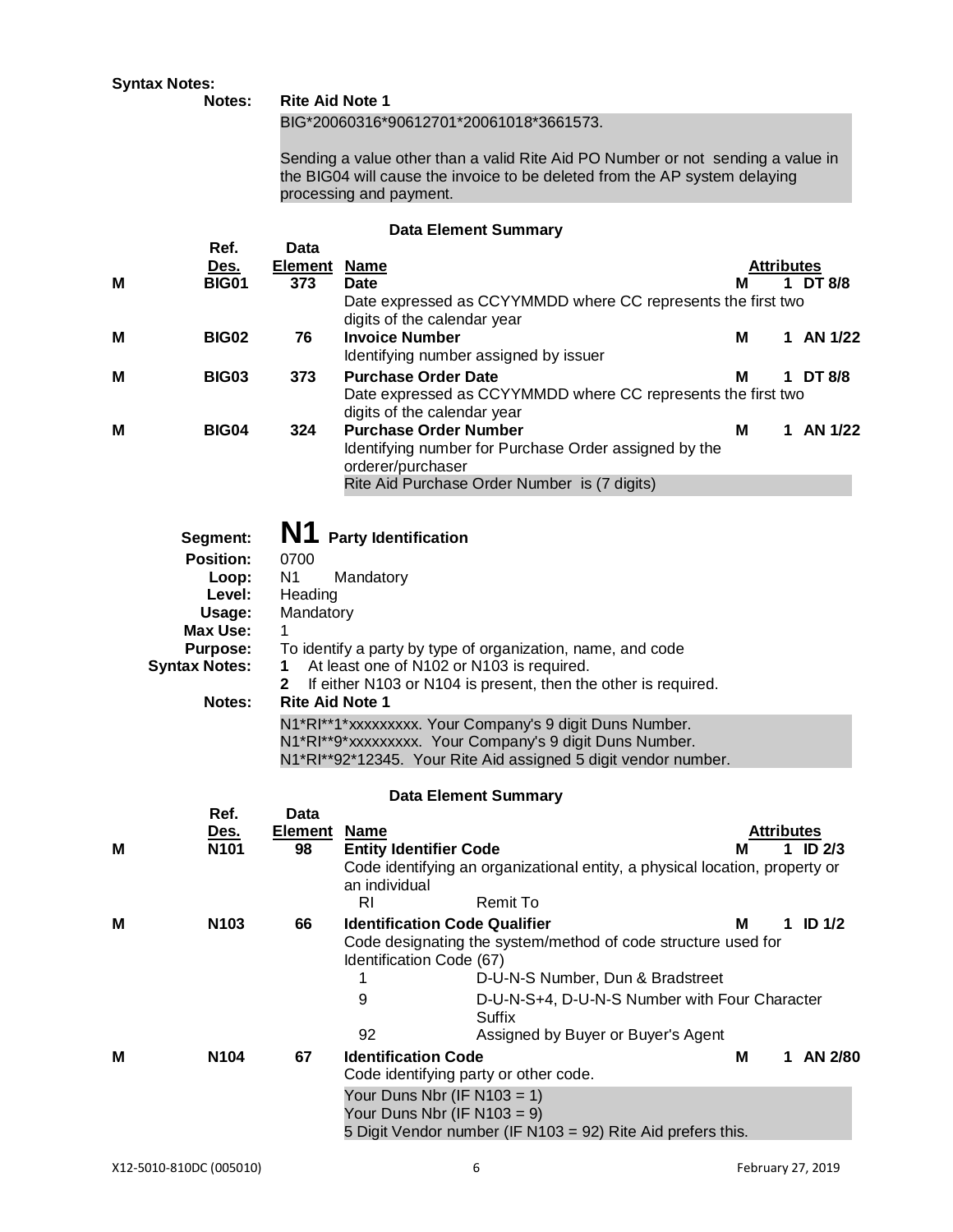**Syntax Notes:**

**Notes:** **Rite Aid Note 1**

BIG*20060316*90612701*20061018*3661573.

Sending a value other than a valid Rite Aid PO Number or not sending a value in the BIG04 will cause the invoice to be deleted from the AP system delaying processing and payment.

**Data Element Summary**

| | Ref. Des. | Data Element | Name | | Attributes |
|---|---|---|---|---|---|
| M | BIG01 | 373 | **Date**<br>Date expressed as CCYYMMDD where CC represents the first two digits of the calendar year | M | 1 DT 8/8 |
| M | BIG02 | 76 | **Invoice Number**<br>Identifying number assigned by issuer | M | 1 AN 1/22 |
| M | BIG03 | 373 | **Purchase Order Date**<br>Date expressed as CCYYMMDD where CC represents the first two digits of the calendar year | M | 1 DT 8/8 |
| M | BIG04 | 324 | **Purchase Order Number**<br>Identifying number for Purchase Order assigned by the orderer/purchaser<br>Rite Aid Purchase Order Number is (7 digits) | M | 1 AN 1/22 |

## Segment: N1 Party Identification

**Position:** 0700
**Loop:** N1 Mandatory
**Level:** Heading
**Usage:** Mandatory
**Max Use:** 1
**Purpose:** To identify a party by type of organization, name, and code
**Syntax Notes:**
1. At least one of N102 or N103 is required.
2. If either N103 or N104 is present, then the other is required.

**Notes:** **Rite Aid Note 1**

N1*RI**1*xxxxxxxxx. Your Company's 9 digit Duns Number.
N1*RI**9*xxxxxxxxx. Your Company's 9 digit Duns Number.
N1*RI**92*12345. Your Rite Aid assigned 5 digit vendor number.

**Data Element Summary**

| | Ref. Des. | Data Element | Name | | Attributes |
|---|---|---|---|---|---|
| M | N101 | 98 | **Entity Identifier Code**<br>Code identifying an organizational entity, a physical location, property or an individual<br>RI Remit To | M | 1 ID 2/3 |
| M | N103 | 66 | **Identification Code Qualifier**<br>Code designating the system/method of code structure used for Identification Code (67)<br>1 D-U-N-S Number, Dun & Bradstreet<br>9 D-U-N-S+4, D-U-N-S Number with Four Character Suffix<br>92 Assigned by Buyer or Buyer's Agent | M | 1 ID 1/2 |
| M | N104 | 67 | **Identification Code**<br>Code identifying party or other code.<br>Your Duns Nbr (IF N103 = 1)<br>Your Duns Nbr (IF N103 = 9)<br>5 Digit Vendor number (IF N103 = 92) Rite Aid prefers this. | M | 1 AN 2/80 |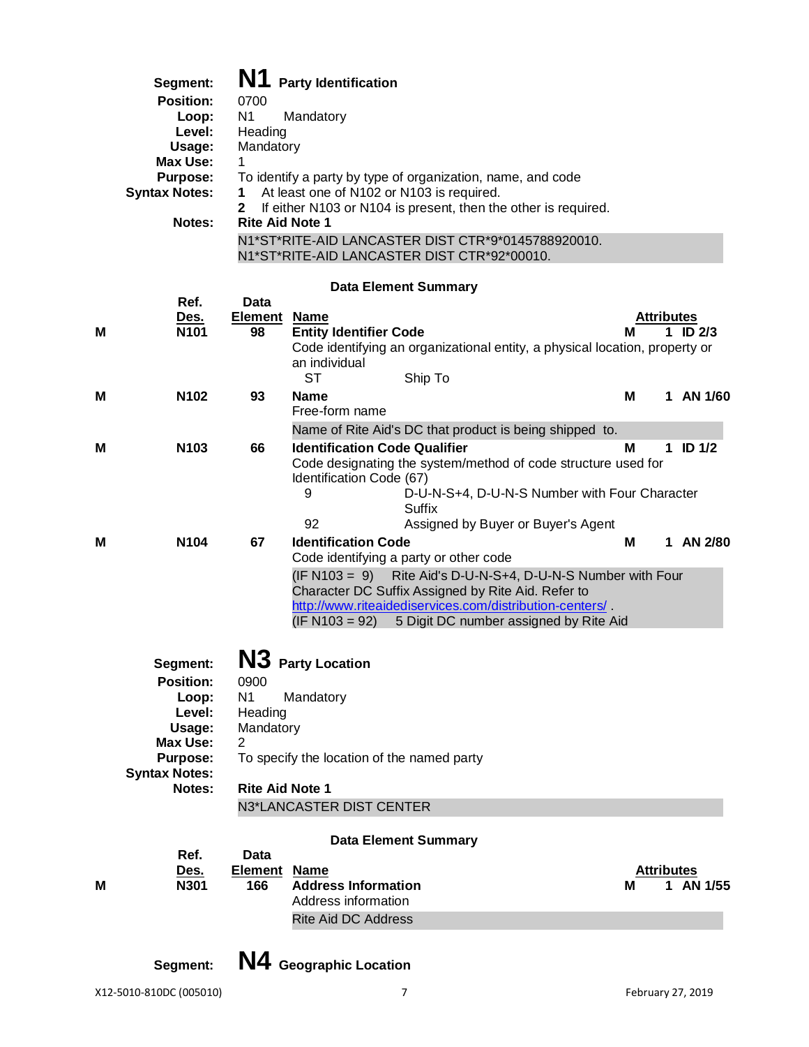**Segment:** **N1** **Party Identification**

**Position:** 0700

**Loop:** N1 Mandatory

**Level:** Heading

**Usage:** Mandatory

**Max Use:** 1

**Purpose:** To identify a party by type of organization, name, and code

**Syntax Notes:**
1. At least one of N102 or N103 is required.
2. If either N103 or N104 is present, then the other is required.

**Notes:** **Rite Aid Note 1**

N1*ST*RITE-AID LANCASTER DIST CTR*9*0145788920010.
N1*ST*RITE-AID LANCASTER DIST CTR*92*00010.

**Data Element Summary**

| | Ref. Des. | Data Element | Name | | Attributes |
|---|---|---|---|---|---|
| M | N101 | 98 | **Entity Identifier Code**<br>Code identifying an organizational entity, a physical location, property or an individual<br>ST Ship To | M | 1 ID 2/3 |
| M | N102 | 93 | **Name**<br>Free-form name<br>Name of Rite Aid's DC that product is being shipped to. | M | 1 AN 1/60 |
| M | N103 | 66 | **Identification Code Qualifier**<br>Code designating the system/method of code structure used for Identification Code (67)<br>9 D-U-N-S+4, D-U-N-S Number with Four Character Suffix<br>92 Assigned by Buyer or Buyer's Agent | M | 1 ID 1/2 |
| M | N104 | 67 | **Identification Code**<br>Code identifying a party or other code<br>(IF N103 = 9) Rite Aid's D-U-N-S+4, D-U-N-S Number with Four Character DC Suffix Assigned by Rite Aid. Refer to http://www.riteaidediservices.com/distribution-centers/ .<br>(IF N103 = 92) 5 Digit DC number assigned by Rite Aid | M | 1 AN 2/80 |

**Segment:** **N3** **Party Location**

**Position:** 0900

**Loop:** N1 Mandatory

**Level:** Heading

**Usage:** Mandatory

**Max Use:** 2

**Purpose:** To specify the location of the named party

**Syntax Notes:**

**Notes:** **Rite Aid Note 1**

N3*LANCASTER DIST CENTER

**Data Element Summary**

| | Ref. Des. | Data Element | Name | | Attributes |
|---|---|---|---|---|---|
| M | N301 | 166 | **Address Information**<br>Address information<br>Rite Aid DC Address | M | 1 AN 1/55 |

**Segment:** **N4** **Geographic Location**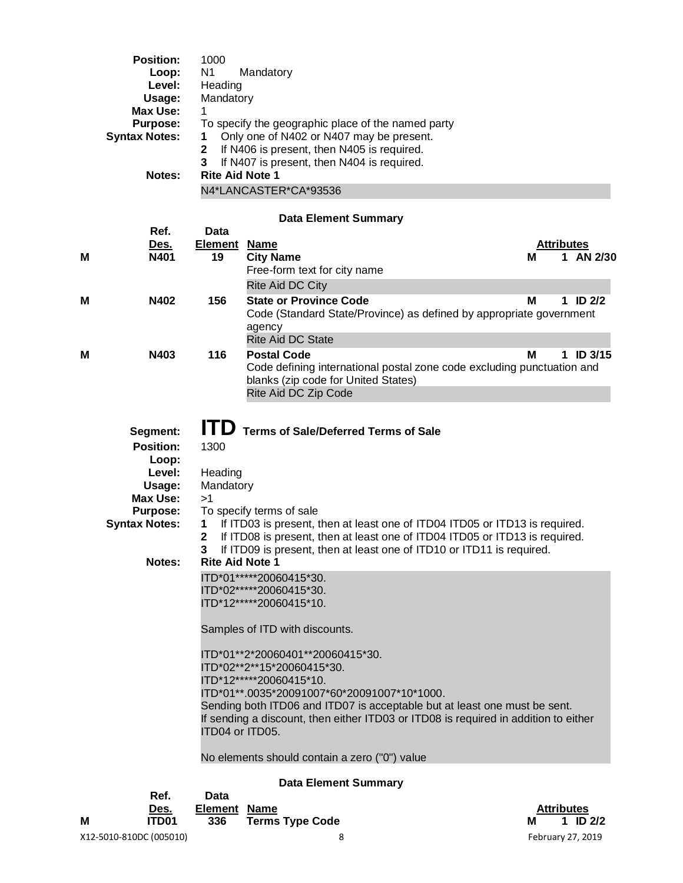**Position:** 1000
**Loop:** N1 Mandatory
**Level:** Heading
**Usage:** Mandatory
**Max Use:** 1
**Purpose:** To specify the geographic place of the named party
**Syntax Notes:**
1. Only one of N402 or N407 may be present.
2. If N406 is present, then N405 is required.
3. If N407 is present, then N404 is required.

**Notes:** **Rite Aid Note 1**

N4*LANCASTER*CA*93536

**Data Element Summary**

| | Ref. Des. | Data Element | Name | | Attributes |
|---|---|---|---|---|---|
| M | N401 | 19 | **City Name**<br>Free-form text for city name<br>Rite Aid DC City | M | 1 AN 2/30 |
| M | N402 | 156 | **State or Province Code**<br>Code (Standard State/Province) as defined by appropriate government agency<br>Rite Aid DC State | M | 1 ID 2/2 |
| M | N403 | 116 | **Postal Code**<br>Code defining international postal zone code excluding punctuation and blanks (zip code for United States)<br>Rite Aid DC Zip Code | M | 1 ID 3/15 |

## Segment: ITD Terms of Sale/Deferred Terms of Sale

**Position:** 1300
**Loop:**
**Level:** Heading
**Usage:** Mandatory
**Max Use:** >1
**Purpose:** To specify terms of sale
**Syntax Notes:**
1. If ITD03 is present, then at least one of ITD04 ITD05 or ITD13 is required.
2. If ITD08 is present, then at least one of ITD04 ITD05 or ITD13 is required.
3. If ITD09 is present, then at least one of ITD10 or ITD11 is required.

**Notes:** **Rite Aid Note 1**

ITD*01*****20060415*30.
ITD*02*****20060415*30.
ITD*12*****20060415*10.

Samples of ITD with discounts.

ITD*01**2*20060401**20060415*30.
ITD*02**2**15*20060415*30.
ITD*12*****20060415*10.
ITD*01**.0035*20091007*60*20091007*10*1000.
Sending both ITD06 and ITD07 is acceptable but at least one must be sent.
If sending a discount, then either ITD03 or ITD08 is required in addition to either ITD04 or ITD05.

No elements should contain a zero ("0") value

**Data Element Summary**

| | Ref. Des. | Data Element | Name | | Attributes |
|---|---|---|---|---|---|
| M | ITD01 | 336 | **Terms Type Code** | M | 1 ID 2/2 |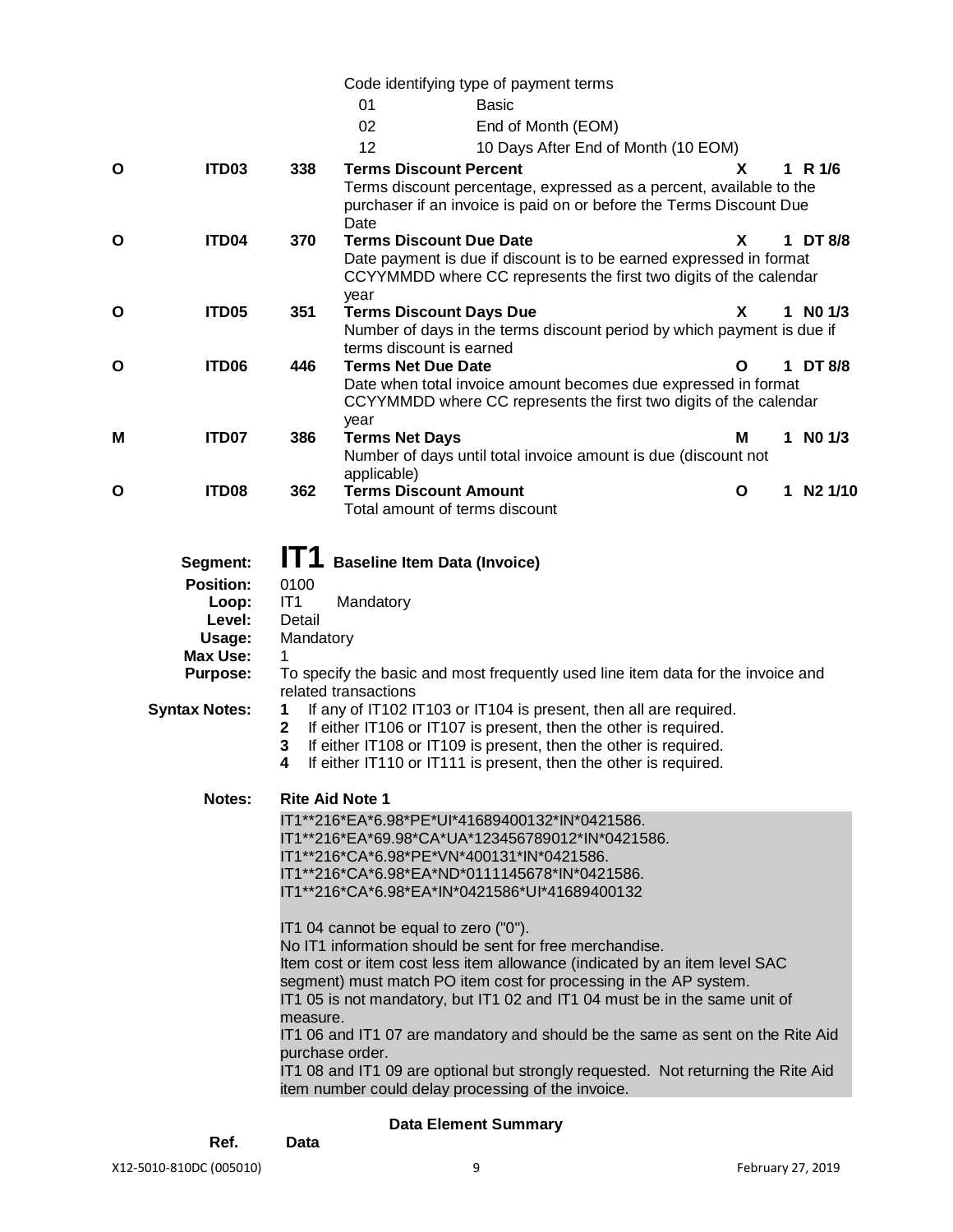Code identifying type of payment terms

| | |
|---|---|
| 01 | Basic |
| 02 | End of Month (EOM) |
| 12 | 10 Days After End of Month (10 EOM) |

| | Ref. | Data Element | Name | | Attributes |
|---|---|---|---|---|---|
| O | ITD03 | 338 | **Terms Discount Percent**<br>Terms discount percentage, expressed as a percent, available to the purchaser if an invoice is paid on or before the Terms Discount Due Date | X | 1 R 1/6 |
| O | ITD04 | 370 | **Terms Discount Due Date**<br>Date payment is due if discount is to be earned expressed in format CCYYMMDD where CC represents the first two digits of the calendar year | X | 1 DT 8/8 |
| O | ITD05 | 351 | **Terms Discount Days Due**<br>Number of days in the terms discount period by which payment is due if terms discount is earned | X | 1 N0 1/3 |
| O | ITD06 | 446 | **Terms Net Due Date**<br>Date when total invoice amount becomes due expressed in format CCYYMMDD where CC represents the first two digits of the calendar year | O | 1 DT 8/8 |
| M | ITD07 | 386 | **Terms Net Days**<br>Number of days until total invoice amount is due (discount not applicable) | M | 1 N0 1/3 |
| O | ITD08 | 362 | **Terms Discount Amount**<br>Total amount of terms discount | O | 1 N2 1/10 |

## Segment: IT1 Baseline Item Data (Invoice)

**Position:** 0100

**Loop:** IT1 Mandatory

**Level:** Detail

**Usage:** Mandatory

**Max Use:** 1

**Purpose:** To specify the basic and most frequently used line item data for the invoice and related transactions

**Syntax Notes:**

1. If any of IT102 IT103 or IT104 is present, then all are required.
2. If either IT106 or IT107 is present, then the other is required.
3. If either IT108 or IT109 is present, then the other is required.
4. If either IT110 or IT111 is present, then the other is required.

**Notes:** **Rite Aid Note 1**

```
IT1**216*EA*6.98*PE*UI*41689400132*IN*0421586.
IT1**216*EA*69.98*CA*UA*123456789012*IN*0421586.
IT1**216*CA*6.98*PE*VN*400131*IN*0421586.
IT1**216*CA*6.98*EA*ND*0111145678*IN*0421586.
IT1**216*CA*6.98*EA*IN*0421586*UI*41689400132
```

IT1 04 cannot be equal to zero ("0").
No IT1 information should be sent for free merchandise.
Item cost or item cost less item allowance (indicated by an item level SAC segment) must match PO item cost for processing in the AP system.
IT1 05 is not mandatory, but IT1 02 and IT1 04 must be in the same unit of measure.
IT1 06 and IT1 07 are mandatory and should be the same as sent on the Rite Aid purchase order.
IT1 08 and IT1 09 are optional but strongly requested. Not returning the Rite Aid item number could delay processing of the invoice.

**Data Element Summary**

**Ref. Data**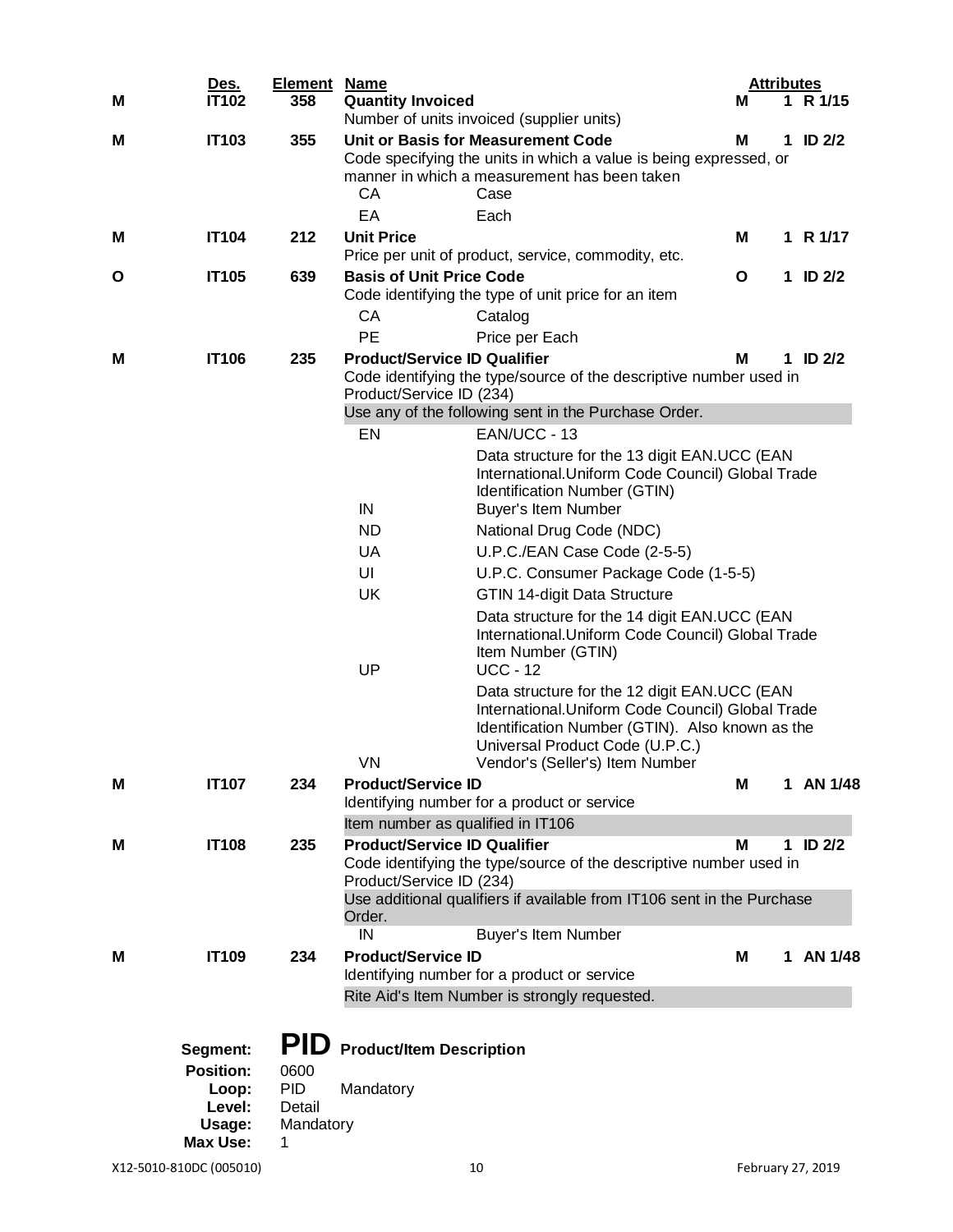| | Des. | Element | Name | | Attributes | | |
|---|---|---|---|---|---|---|---|
| M | IT102 | 358 | **Quantity Invoiced**<br>Number of units invoiced (supplier units) | | M | 1 | R 1/15 |
| M | IT103 | 355 | **Unit or Basis for Measurement Code**<br>Code specifying the units in which a value is being expressed, or manner in which a measurement has been taken | | M | 1 | ID 2/2 |
| | | | CA | Case | | | |
| | | | EA | Each | | | |
| M | IT104 | 212 | **Unit Price**<br>Price per unit of product, service, commodity, etc. | | M | 1 | R 1/17 |
| O | IT105 | 639 | **Basis of Unit Price Code**<br>Code identifying the type of unit price for an item | | O | 1 | ID 2/2 |
| | | | CA | Catalog | | | |
| | | | PE | Price per Each | | | |
| M | IT106 | 235 | **Product/Service ID Qualifier**<br>Code identifying the type/source of the descriptive number used in Product/Service ID (234)<br>Use any of the following sent in the Purchase Order. | | M | 1 | ID 2/2 |
| | | | EN | EAN/UCC - 13<br>Data structure for the 13 digit EAN.UCC (EAN International.Uniform Code Council) Global Trade Identification Number (GTIN) | | | |
| | | | IN | Buyer's Item Number | | | |
| | | | ND | National Drug Code (NDC) | | | |
| | | | UA | U.P.C./EAN Case Code (2-5-5) | | | |
| | | | UI | U.P.C. Consumer Package Code (1-5-5) | | | |
| | | | UK | GTIN 14-digit Data Structure<br>Data structure for the 14 digit EAN.UCC (EAN International.Uniform Code Council) Global Trade Item Number (GTIN) | | | |
| | | | UP | UCC - 12<br>Data structure for the 12 digit EAN.UCC (EAN International.Uniform Code Council) Global Trade Identification Number (GTIN). Also known as the Universal Product Code (U.P.C.) | | | |
| | | | VN | Vendor's (Seller's) Item Number | | | |
| M | IT107 | 234 | **Product/Service ID**<br>Identifying number for a product or service<br>Item number as qualified in IT106 | | M | 1 | AN 1/48 |
| M | IT108 | 235 | **Product/Service ID Qualifier**<br>Code identifying the type/source of the descriptive number used in Product/Service ID (234)<br>Use additional qualifiers if available from IT106 sent in the Purchase Order. | | M | 1 | ID 2/2 |
| | | | IN | Buyer's Item Number | | | |
| M | IT109 | 234 | **Product/Service ID**<br>Identifying number for a product or service<br>Rite Aid's Item Number is strongly requested. | | M | 1 | AN 1/48 |

**Segment:** **PID** **Product/Item Description**
**Position:** 0600
**Loop:** PID Mandatory
**Level:** Detail
**Usage:** Mandatory
**Max Use:** 1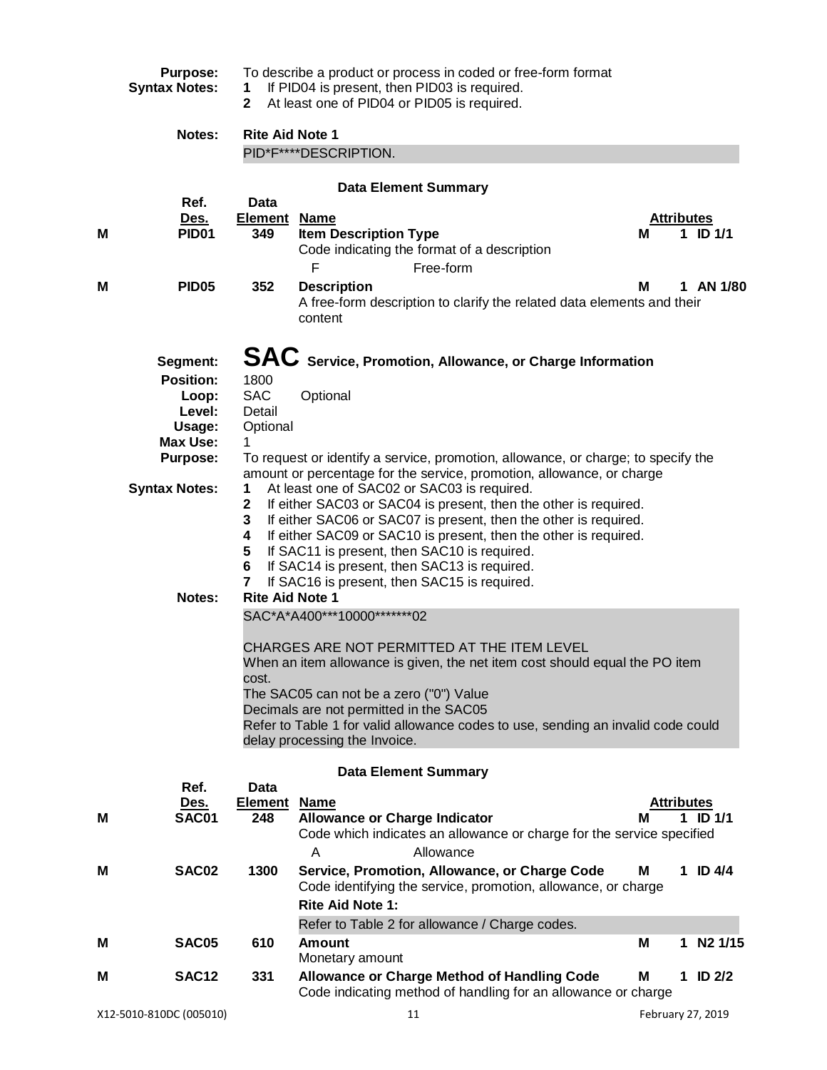**Purpose:** To describe a product or process in coded or free-form format

**Syntax Notes:**
1. If PID04 is present, then PID03 is required.
2. At least one of PID04 or PID05 is required.

**Notes:** **Rite Aid Note 1**

PID*F****DESCRIPTION.

**Data Element Summary**

| | Ref. Des. | Data Element | Name | | Attributes | |
|---|---|---|---|---|---|---|
| M | PID01 | 349 | **Item Description Type**<br>Code indicating the format of a description<br>F Free-form | M | 1 | ID 1/1 |
| M | PID05 | 352 | **Description**<br>A free-form description to clarify the related data elements and their content | M | 1 | AN 1/80 |

# SAC Service, Promotion, Allowance, or Charge Information

**Segment:** SAC Service, Promotion, Allowance, or Charge Information
**Position:** 1800
**Loop:** SAC Optional
**Level:** Detail
**Usage:** Optional
**Max Use:** 1
**Purpose:** To request or identify a service, promotion, allowance, or charge; to specify the amount or percentage for the service, promotion, allowance, or charge

**Syntax Notes:**
1. At least one of SAC02 or SAC03 is required.
2. If either SAC03 or SAC04 is present, then the other is required.
3. If either SAC06 or SAC07 is present, then the other is required.
4. If either SAC09 or SAC10 is present, then the other is required.
5. If SAC11 is present, then SAC10 is required.
6. If SAC14 is present, then SAC13 is required.
7. If SAC16 is present, then SAC15 is required.

**Notes:** **Rite Aid Note 1**

SAC*A*A400***10000*******02

CHARGES ARE NOT PERMITTED AT THE ITEM LEVEL
When an item allowance is given, the net item cost should equal the PO item cost.
The SAC05 can not be a zero ("0") Value
Decimals are not permitted in the SAC05
Refer to Table 1 for valid allowance codes to use, sending an invalid code could delay processing the Invoice.

**Data Element Summary**

| | Ref. Des. | Data Element | Name | | Attributes | |
|---|---|---|---|---|---|---|
| M | SAC01 | 248 | **Allowance or Charge Indicator**<br>Code which indicates an allowance or charge for the service specified<br>A Allowance | M | 1 | ID 1/1 |
| M | SAC02 | 1300 | **Service, Promotion, Allowance, or Charge Code**<br>Code identifying the service, promotion, allowance, or charge<br>**Rite Aid Note 1:**<br>Refer to Table 2 for allowance / Charge codes. | M | 1 | ID 4/4 |
| M | SAC05 | 610 | **Amount**<br>Monetary amount | M | 1 | N2 1/15 |
| M | SAC12 | 331 | **Allowance or Charge Method of Handling Code**<br>Code indicating method of handling for an allowance or charge | M | 1 | ID 2/2 |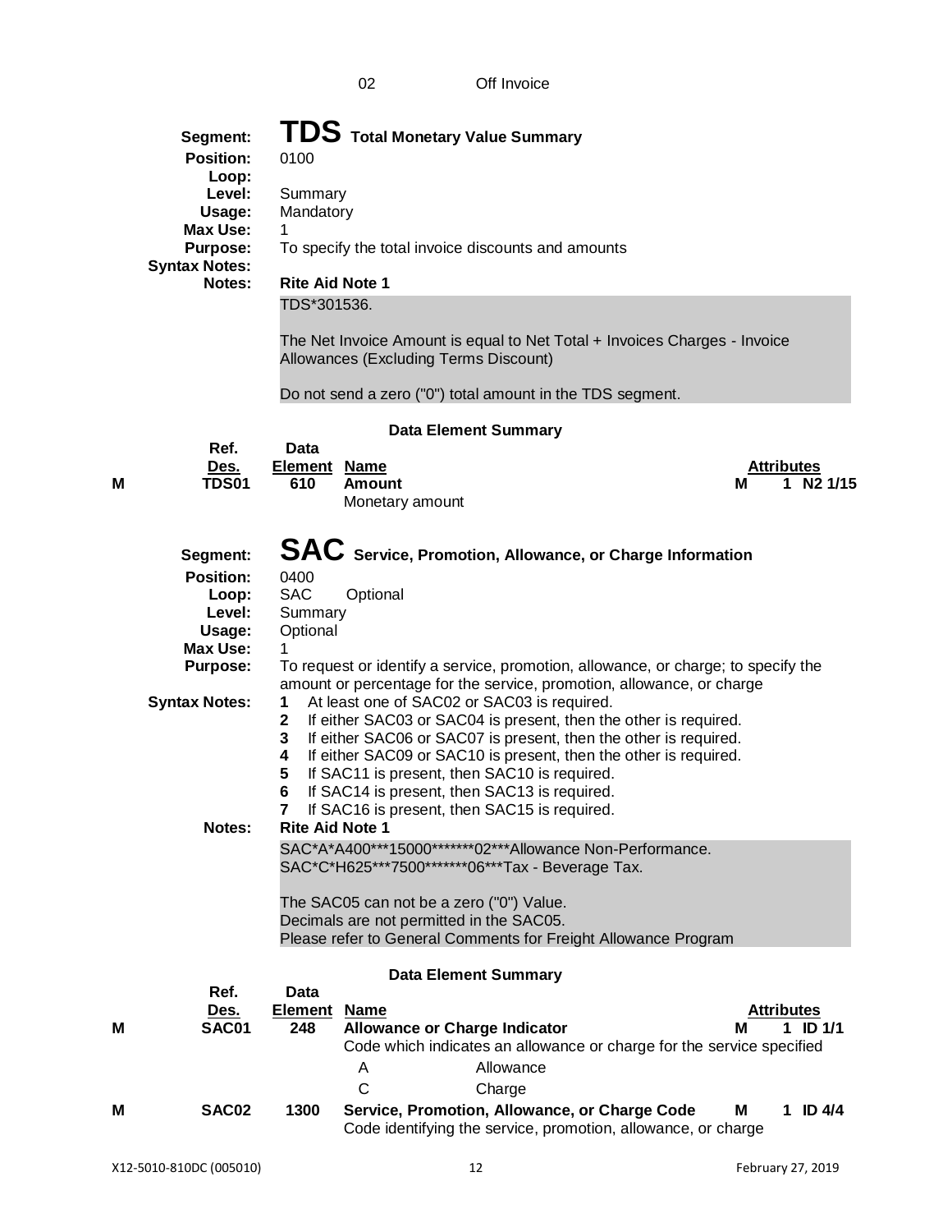| | |
|---|---|
| 02 | Off Invoice |

## Segment: TDS Total Monetary Value Summary

**Position:** 0100
**Loop:**
**Level:** Summary
**Usage:** Mandatory
**Max Use:** 1
**Purpose:** To specify the total invoice discounts and amounts
**Syntax Notes:**
**Notes:** **Rite Aid Note 1**

TDS*301536.

The Net Invoice Amount is equal to Net Total + Invoices Charges - Invoice Allowances (Excluding Terms Discount)

Do not send a zero ("0") total amount in the TDS segment.

### Data Element Summary

| | Ref. Des. | Data Element | Name | | Attributes |
|---|---|---|---|---|---|
| M | TDS01 | 610 | **Amount**<br>Monetary amount | M | 1 N2 1/15 |

## Segment: SAC Service, Promotion, Allowance, or Charge Information

**Position:** 0400
**Loop:** SAC Optional
**Level:** Summary
**Usage:** Optional
**Max Use:** 1
**Purpose:** To request or identify a service, promotion, allowance, or charge; to specify the amount or percentage for the service, promotion, allowance, or charge
**Syntax Notes:**

1. At least one of SAC02 or SAC03 is required.
2. If either SAC03 or SAC04 is present, then the other is required.
3. If either SAC06 or SAC07 is present, then the other is required.
4. If either SAC09 or SAC10 is present, then the other is required.
5. If SAC11 is present, then SAC10 is required.
6. If SAC14 is present, then SAC13 is required.
7. If SAC16 is present, then SAC15 is required.

**Notes:** **Rite Aid Note 1**

SAC*A*A400***15000*******02***Allowance Non-Performance.
SAC*C*H625***7500*******06***Tax - Beverage Tax.

The SAC05 can not be a zero ("0") Value.
Decimals are not permitted in the SAC05.
Please refer to General Comments for Freight Allowance Program

### Data Element Summary

| | Ref. Des. | Data Element | Name | | Attributes |
|---|---|---|---|---|---|
| M | SAC01 | 248 | **Allowance or Charge Indicator**<br>Code which indicates an allowance or charge for the service specified<br>A — Allowance<br>C — Charge | M | 1 ID 1/1 |
| M | SAC02 | 1300 | **Service, Promotion, Allowance, or Charge Code**<br>Code identifying the service, promotion, allowance, or charge | M | 1 ID 4/4 |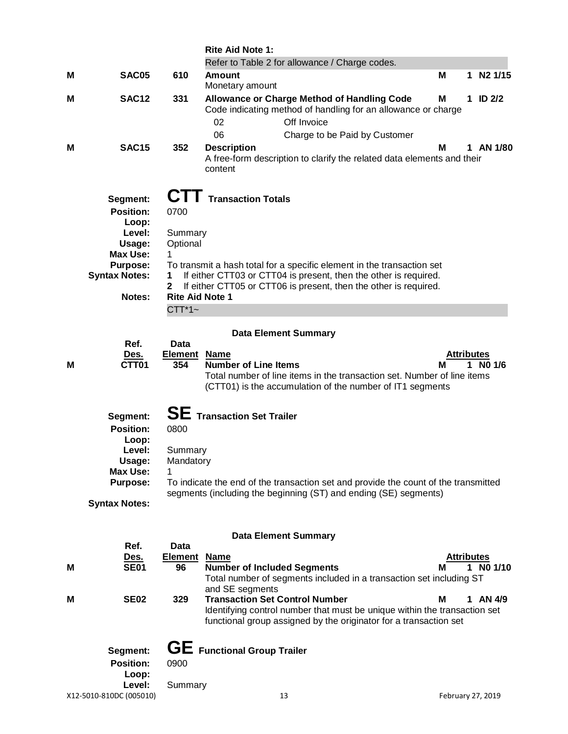**Rite Aid Note 1:**

Refer to Table 2 for allowance / Charge codes.

| | Ref. Des. | Data Element | Name | | Attributes |
|---|---|---|---|---|---|
| M | SAC05 | 610 | **Amount**<br>Monetary amount | M | 1 N2 1/15 |
| M | SAC12 | 331 | **Allowance or Charge Method of Handling Code**<br>Code indicating method of handling for an allowance or charge<br>02 Off Invoice<br>06 Charge to be Paid by Customer | M | 1 ID 2/2 |
| M | SAC15 | 352 | **Description**<br>A free-form description to clarify the related data elements and their content | M | 1 AN 1/80 |

## Segment: CTT Transaction Totals

**Position:** 0700
**Loop:**
**Level:** Summary
**Usage:** Optional
**Max Use:** 1
**Purpose:** To transmit a hash total for a specific element in the transaction set
**Syntax Notes:**
1. If either CTT03 or CTT04 is present, then the other is required.
2. If either CTT05 or CTT06 is present, then the other is required.

**Notes:** **Rite Aid Note 1**

CTT*1~

### Data Element Summary

| | Ref. Des. | Data Element | Name | | Attributes |
|---|---|---|---|---|---|
| M | CTT01 | 354 | **Number of Line Items**<br>Total number of line items in the transaction set. Number of line items (CTT01) is the accumulation of the number of IT1 segments | M | 1 N0 1/6 |

## Segment: SE Transaction Set Trailer

**Position:** 0800
**Loop:**
**Level:** Summary
**Usage:** Mandatory
**Max Use:** 1
**Purpose:** To indicate the end of the transaction set and provide the count of the transmitted segments (including the beginning (ST) and ending (SE) segments)
**Syntax Notes:**

### Data Element Summary

| | Ref. Des. | Data Element | Name | | Attributes |
|---|---|---|---|---|---|
| M | SE01 | 96 | **Number of Included Segments**<br>Total number of segments included in a transaction set including ST and SE segments | M | 1 N0 1/10 |
| M | SE02 | 329 | **Transaction Set Control Number**<br>Identifying control number that must be unique within the transaction set functional group assigned by the originator for a transaction set | M | 1 AN 4/9 |

## Segment: GE Functional Group Trailer

**Position:** 0900
**Loop:**
**Level:** Summary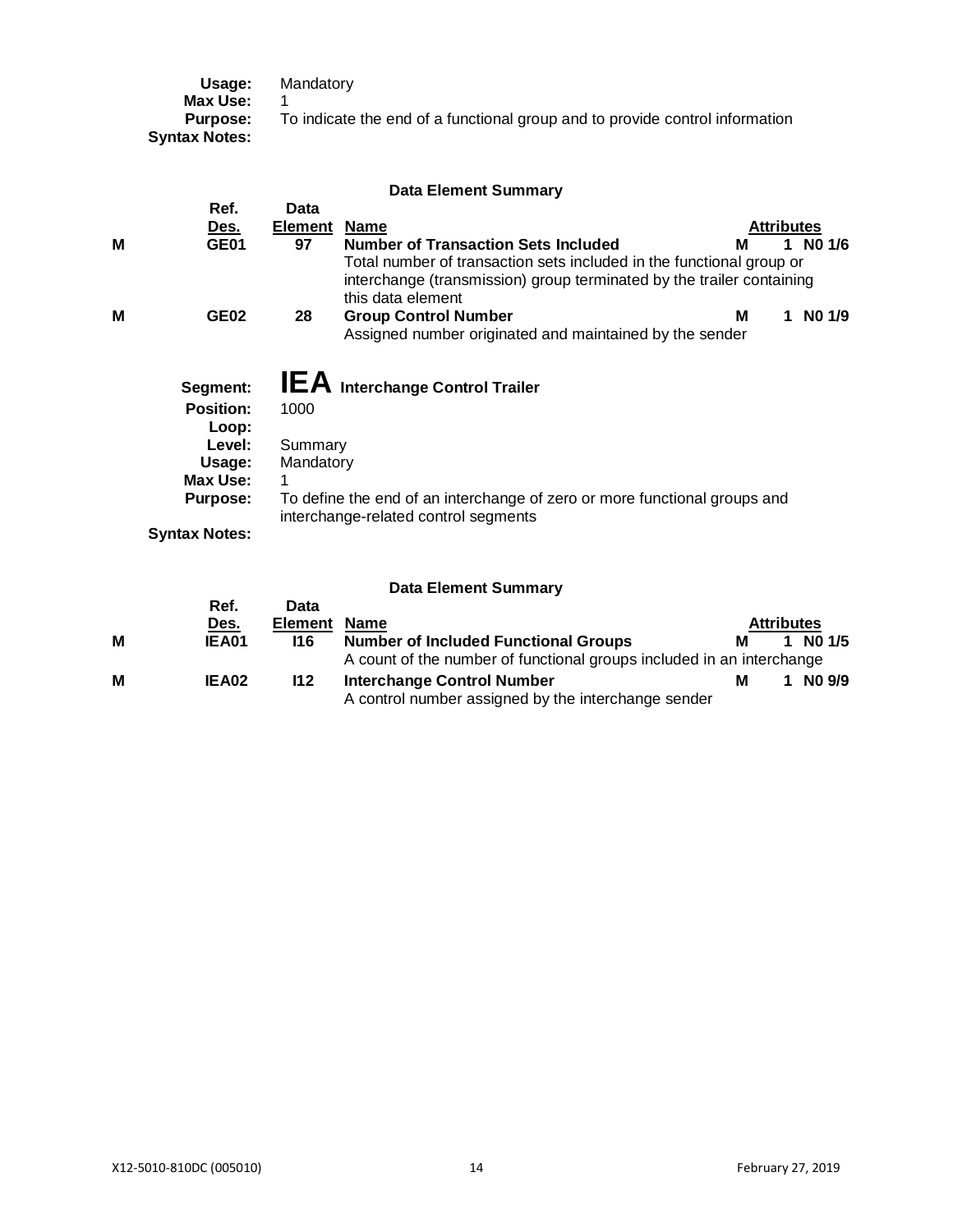**Usage:** Mandatory
**Max Use:** 1
**Purpose:** To indicate the end of a functional group and to provide control information
**Syntax Notes:**

**Data Element Summary**

| | Ref. Des. | Data Element | Name | | Attributes |
|---|---|---|---|---|---|
| **M** | **GE01** | **97** | **Number of Transaction Sets Included**<br>Total number of transaction sets included in the functional group or interchange (transmission) group terminated by the trailer containing this data element | **M** | **1 N0 1/6** |
| **M** | **GE02** | **28** | **Group Control Number**<br>Assigned number originated and maintained by the sender | **M** | **1 N0 1/9** |

**Segment:** **IEA** **Interchange Control Trailer**
**Position:** 1000
**Loop:**
**Level:** Summary
**Usage:** Mandatory
**Max Use:** 1
**Purpose:** To define the end of an interchange of zero or more functional groups and interchange-related control segments
**Syntax Notes:**

**Data Element Summary**

| | Ref. Des. | Data Element | Name | | Attributes |
|---|---|---|---|---|---|
| **M** | **IEA01** | **I16** | **Number of Included Functional Groups**<br>A count of the number of functional groups included in an interchange | **M** | **1 N0 1/5** |
| **M** | **IEA02** | **I12** | **Interchange Control Number**<br>A control number assigned by the interchange sender | **M** | **1 N0 9/9** |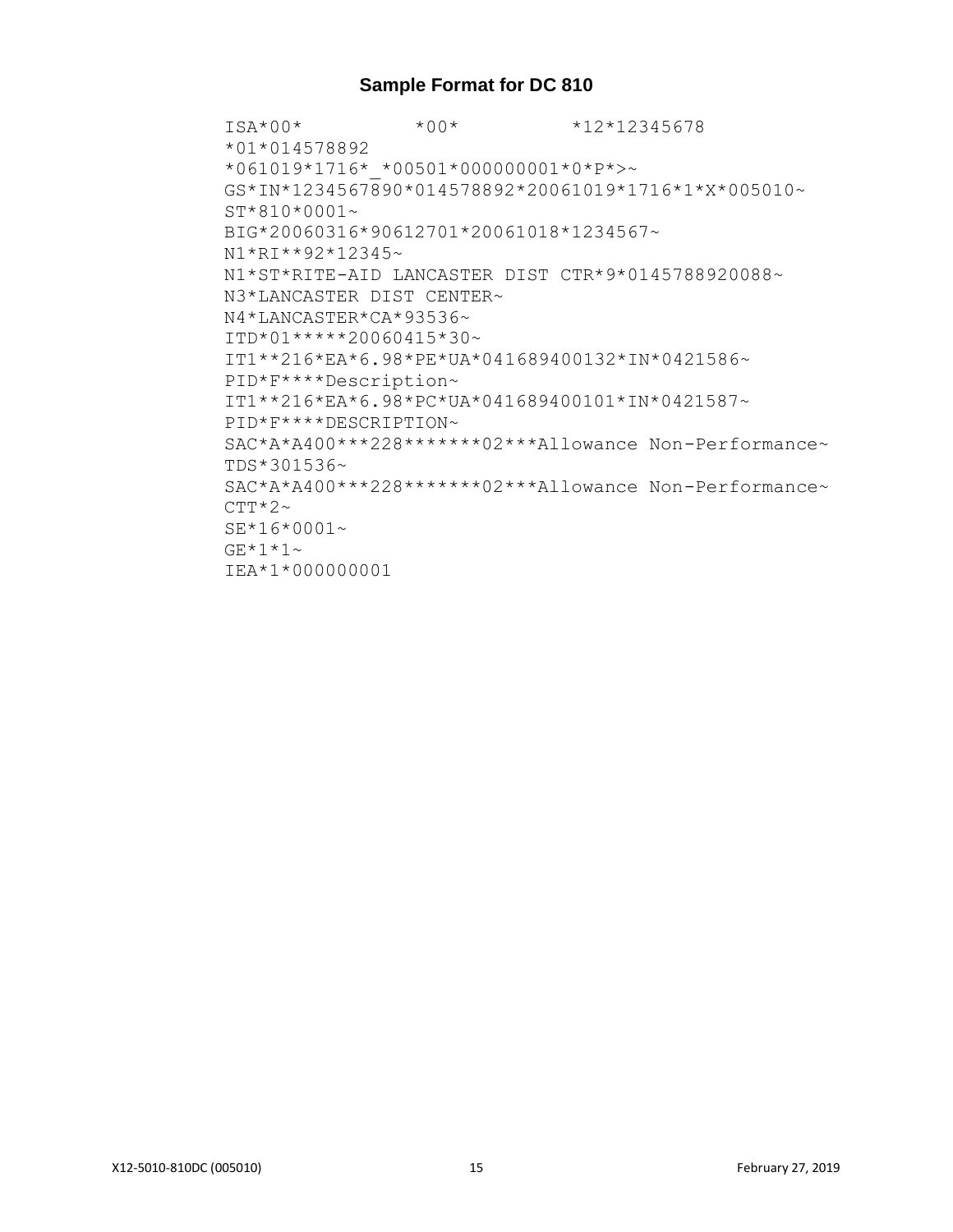### Sample Format for DC 810

```
ISA*00*          *00*          *12*12345678
*01*014578892
*061019*1716*_*00501*000000001*0*P*>~
GS*IN*1234567890*014578892*20061019*1716*1*X*005010~
ST*810*0001~
BIG*20060316*90612701*20061018*1234567~
N1*RI**92*12345~
N1*ST*RITE-AID LANCASTER DIST CTR*9*0145788920088~
N3*LANCASTER DIST CENTER~
N4*LANCASTER*CA*93536~
ITD*01*****20060415*30~
IT1**216*EA*6.98*PE*UA*041689400132*IN*0421586~
PID*F****Description~
IT1**216*EA*6.98*PC*UA*041689400101*IN*0421587~
PID*F****DESCRIPTION~
SAC*A*A400***228*******02***Allowance Non-Performance~
TDS*301536~
SAC*A*A400***228*******02***Allowance Non-Performance~
CTT*2~
SE*16*0001~
GE*1*1~
IEA*1*000000001
```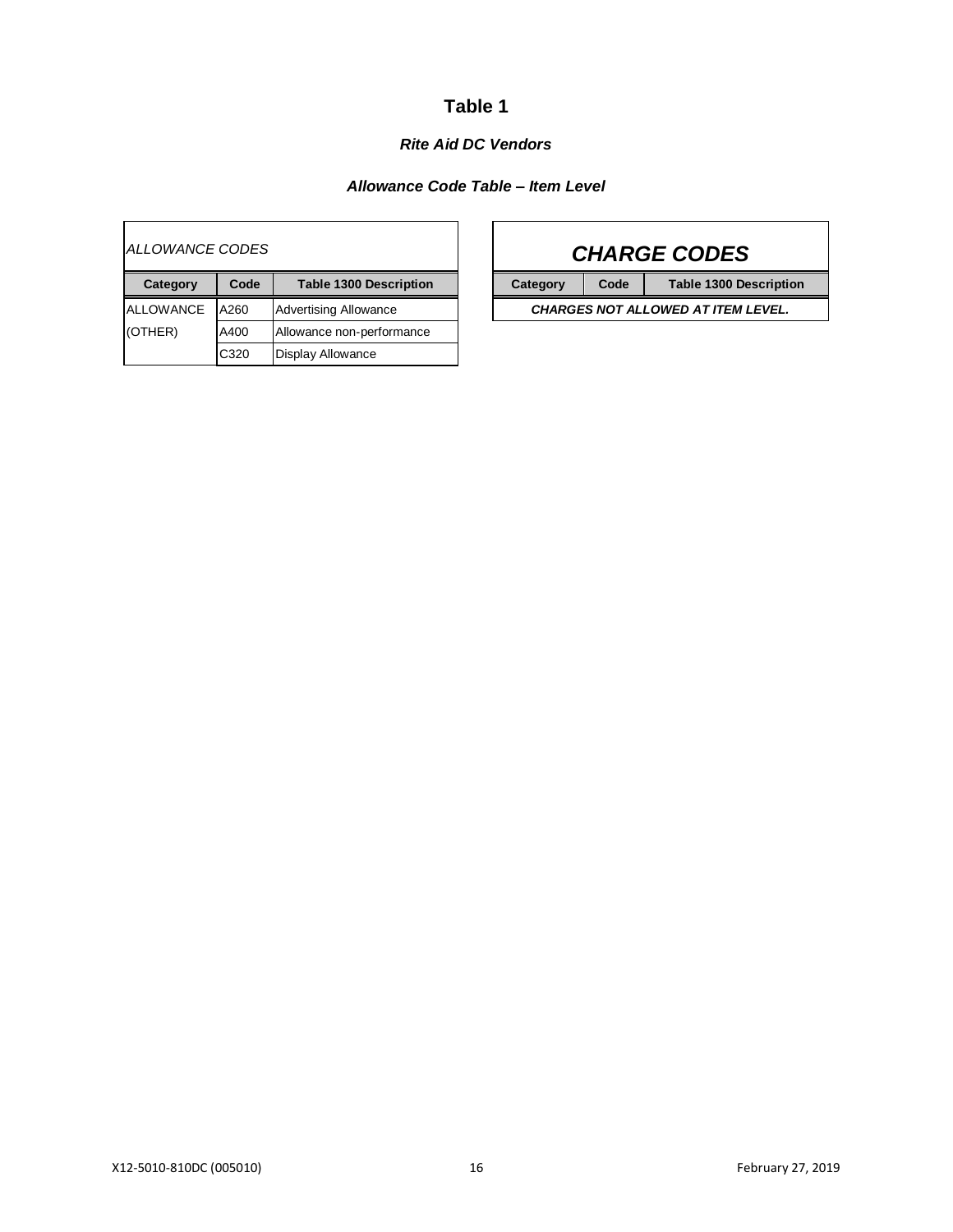# Table 1

### *Rite Aid DC Vendors*

### *Allowance Code Table – Item Level*

*ALLOWANCE CODES*

| Category | Code | Table 1300 Description |
|---|---|---|
| ALLOWANCE (OTHER) | A260 | Advertising Allowance |
| | A400 | Allowance non-performance |
| | C320 | Display Allowance |

***CHARGE CODES***

| Category | Code | Table 1300 Description |
|---|---|---|
| ***CHARGES NOT ALLOWED AT ITEM LEVEL.*** | | |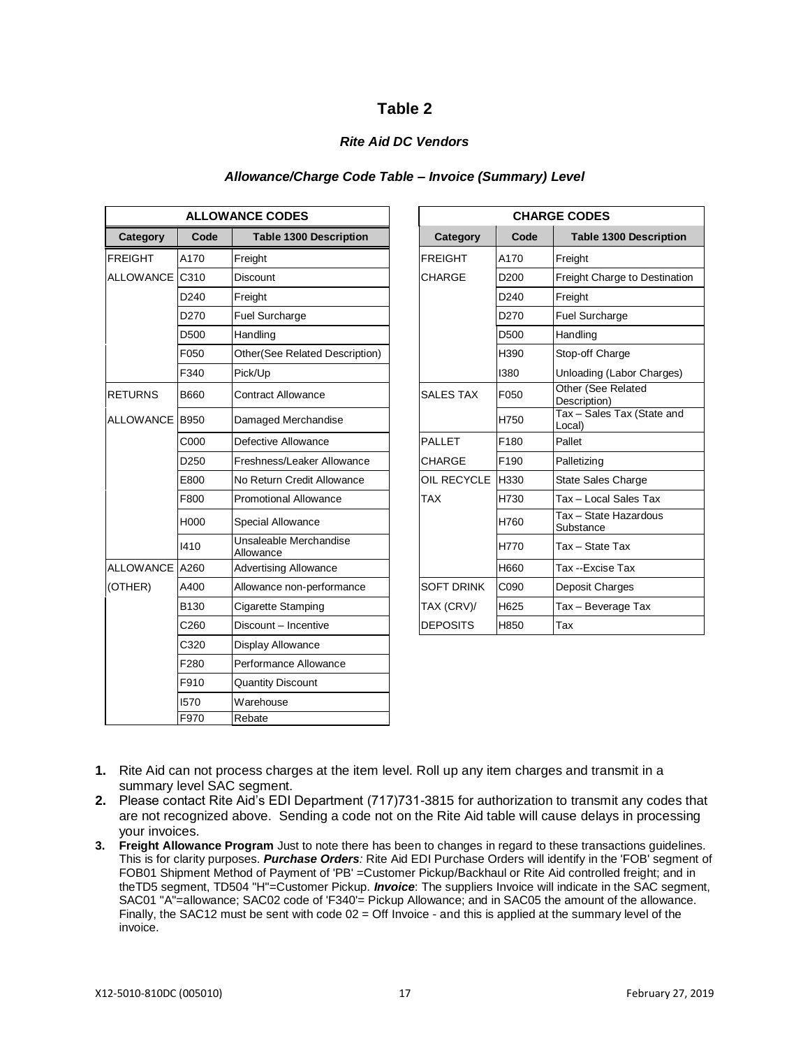## Table 2

### *Rite Aid DC Vendors*

### *Allowance/Charge Code Table – Invoice (Summary) Level*

| ALLOWANCE CODES | | |
|---|---|---|
| **Category** | **Code** | **Table 1300 Description** |
| FREIGHT | A170 | Freight |
| ALLOWANCE | C310 | Discount |
| | D240 | Freight |
| | D270 | Fuel Surcharge |
| | D500 | Handling |
| | F050 | Other(See Related Description) |
| | F340 | Pick/Up |
| RETURNS | B660 | Contract Allowance |
| ALLOWANCE | B950 | Damaged Merchandise |
| | C000 | Defective Allowance |
| | D250 | Freshness/Leaker Allowance |
| | E800 | No Return Credit Allowance |
| | F800 | Promotional Allowance |
| | H000 | Special Allowance |
| | I410 | Unsaleable Merchandise Allowance |
| ALLOWANCE | A260 | Advertising Allowance |
| (OTHER) | A400 | Allowance non-performance |
| | B130 | Cigarette Stamping |
| | C260 | Discount – Incentive |
| | C320 | Display Allowance |
| | F280 | Performance Allowance |
| | F910 | Quantity Discount |
| | I570 | Warehouse |
| | F970 | Rebate |

| CHARGE CODES | | |
|---|---|---|
| **Category** | **Code** | **Table 1300 Description** |
| FREIGHT | A170 | Freight |
| CHARGE | D200 | Freight Charge to Destination |
| | D240 | Freight |
| | D270 | Fuel Surcharge |
| | D500 | Handling |
| | H390 | Stop-off Charge |
| | I380 | Unloading (Labor Charges) |
| SALES TAX | F050 | Other (See Related Description) |
| | H750 | Tax – Sales Tax (State and Local) |
| PALLET | F180 | Pallet |
| CHARGE | F190 | Palletizing |
| OIL RECYCLE | H330 | State Sales Charge |
| TAX | H730 | Tax – Local Sales Tax |
| | H760 | Tax – State Hazardous Substance |
| | H770 | Tax – State Tax |
| | H660 | Tax --Excise Tax |
| SOFT DRINK | C090 | Deposit Charges |
| TAX (CRV)/ | H625 | Tax – Beverage Tax |
| DEPOSITS | H850 | Tax |

1. Rite Aid can not process charges at the item level. Roll up any item charges and transmit in a summary level SAC segment.
2. Please contact Rite Aid's EDI Department (717)731-3815 for authorization to transmit any codes that are not recognized above. Sending a code not on the Rite Aid table will cause delays in processing your invoices.
3. **Freight Allowance Program** Just to note there has been to changes in regard to these transactions guidelines. This is for clarity purposes. ***Purchase Orders**:* Rite Aid EDI Purchase Orders will identify in the 'FOB' segment of FOB01 Shipment Method of Payment of 'PB' =Customer Pickup/Backhaul or Rite Aid controlled freight; and in theTD5 segment, TD504 "H"=Customer Pickup. ***Invoice***: The suppliers Invoice will indicate in the SAC segment, SAC01 "A"=allowance; SAC02 code of 'F340'= Pickup Allowance; and in SAC05 the amount of the allowance. Finally, the SAC12 must be sent with code 02 = Off Invoice - and this is applied at the summary level of the invoice.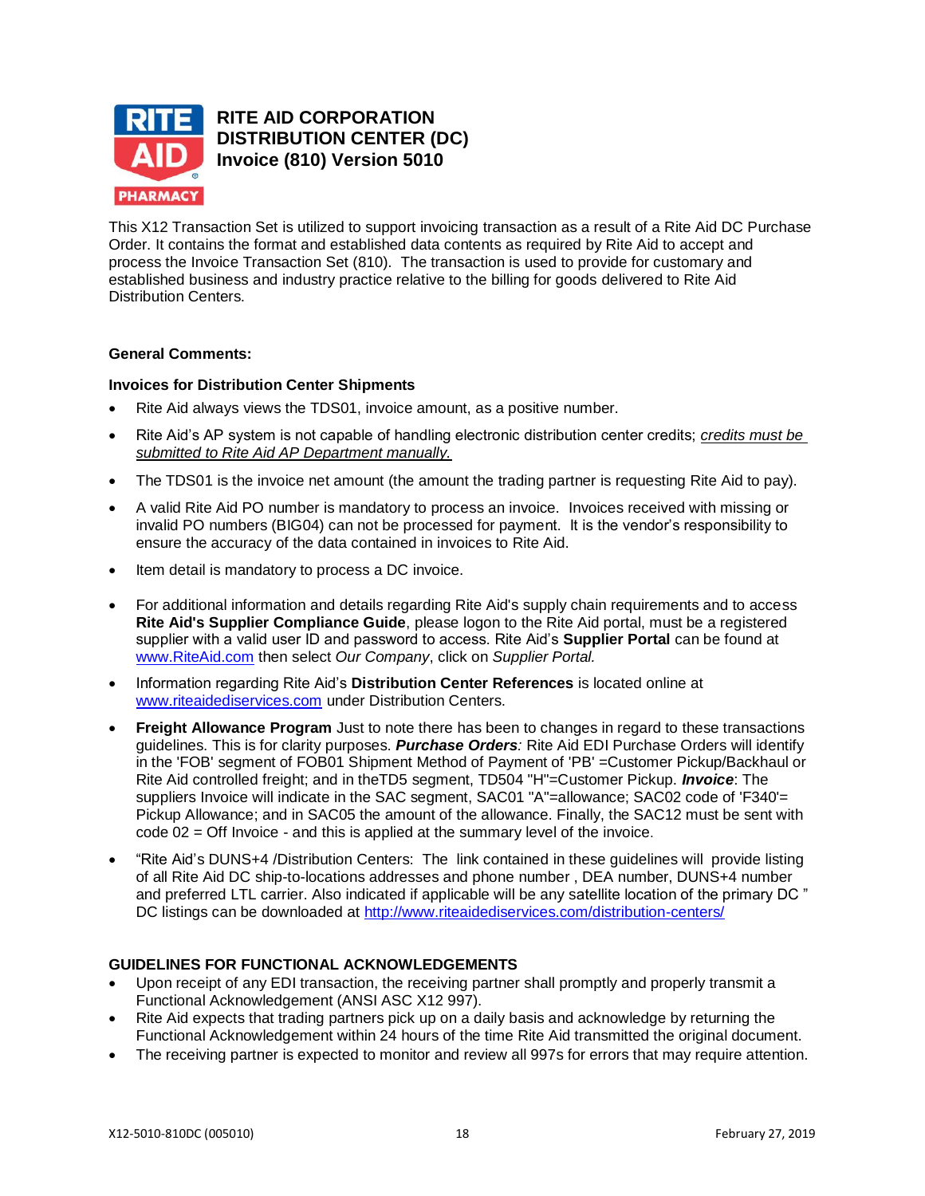# RITE AID CORPORATION
# DISTRIBUTION CENTER (DC)
# Invoice (810) Version 5010

This X12 Transaction Set is utilized to support invoicing transaction as a result of a Rite Aid DC Purchase Order. It contains the format and established data contents as required by Rite Aid to accept and process the Invoice Transaction Set (810). The transaction is used to provide for customary and established business and industry practice relative to the billing for goods delivered to Rite Aid Distribution Centers.

**General Comments:**

**Invoices for Distribution Center Shipments**

- Rite Aid always views the TDS01, invoice amount, as a positive number.
- Rite Aid's AP system is not capable of handling electronic distribution center credits; *credits must be submitted to Rite Aid AP Department manually.*
- The TDS01 is the invoice net amount (the amount the trading partner is requesting Rite Aid to pay).
- A valid Rite Aid PO number is mandatory to process an invoice. Invoices received with missing or invalid PO numbers (BIG04) can not be processed for payment. It is the vendor's responsibility to ensure the accuracy of the data contained in invoices to Rite Aid.
- Item detail is mandatory to process a DC invoice.
- For additional information and details regarding Rite Aid's supply chain requirements and to access **Rite Aid's Supplier Compliance Guide**, please logon to the Rite Aid portal, must be a registered supplier with a valid user ID and password to access. Rite Aid's **Supplier Portal** can be found at www.RiteAid.com then select *Our Company*, click on *Supplier Portal.*
- Information regarding Rite Aid's **Distribution Center References** is located online at www.riteaidediservices.com under Distribution Centers.
- **Freight Allowance Program** Just to note there has been to changes in regard to these transactions guidelines. This is for clarity purposes. ***Purchase Orders****:* Rite Aid EDI Purchase Orders will identify in the 'FOB' segment of FOB01 Shipment Method of Payment of 'PB' =Customer Pickup/Backhaul or Rite Aid controlled freight; and in theTD5 segment, TD504 "H"=Customer Pickup. ***Invoice***: The suppliers Invoice will indicate in the SAC segment, SAC01 "A"=allowance; SAC02 code of 'F340'= Pickup Allowance; and in SAC05 the amount of the allowance. Finally, the SAC12 must be sent with code 02 = Off Invoice - and this is applied at the summary level of the invoice.
- "Rite Aid's DUNS+4 /Distribution Centers: The link contained in these guidelines will provide listing of all Rite Aid DC ship-to-locations addresses and phone number , DEA number, DUNS+4 number and preferred LTL carrier. Also indicated if applicable will be any satellite location of the primary DC " DC listings can be downloaded at http://www.riteaidediservices.com/distribution-centers/

**GUIDELINES FOR FUNCTIONAL ACKNOWLEDGEMENTS**

- Upon receipt of any EDI transaction, the receiving partner shall promptly and properly transmit a Functional Acknowledgement (ANSI ASC X12 997).
- Rite Aid expects that trading partners pick up on a daily basis and acknowledge by returning the Functional Acknowledgement within 24 hours of the time Rite Aid transmitted the original document.
- The receiving partner is expected to monitor and review all 997s for errors that may require attention.